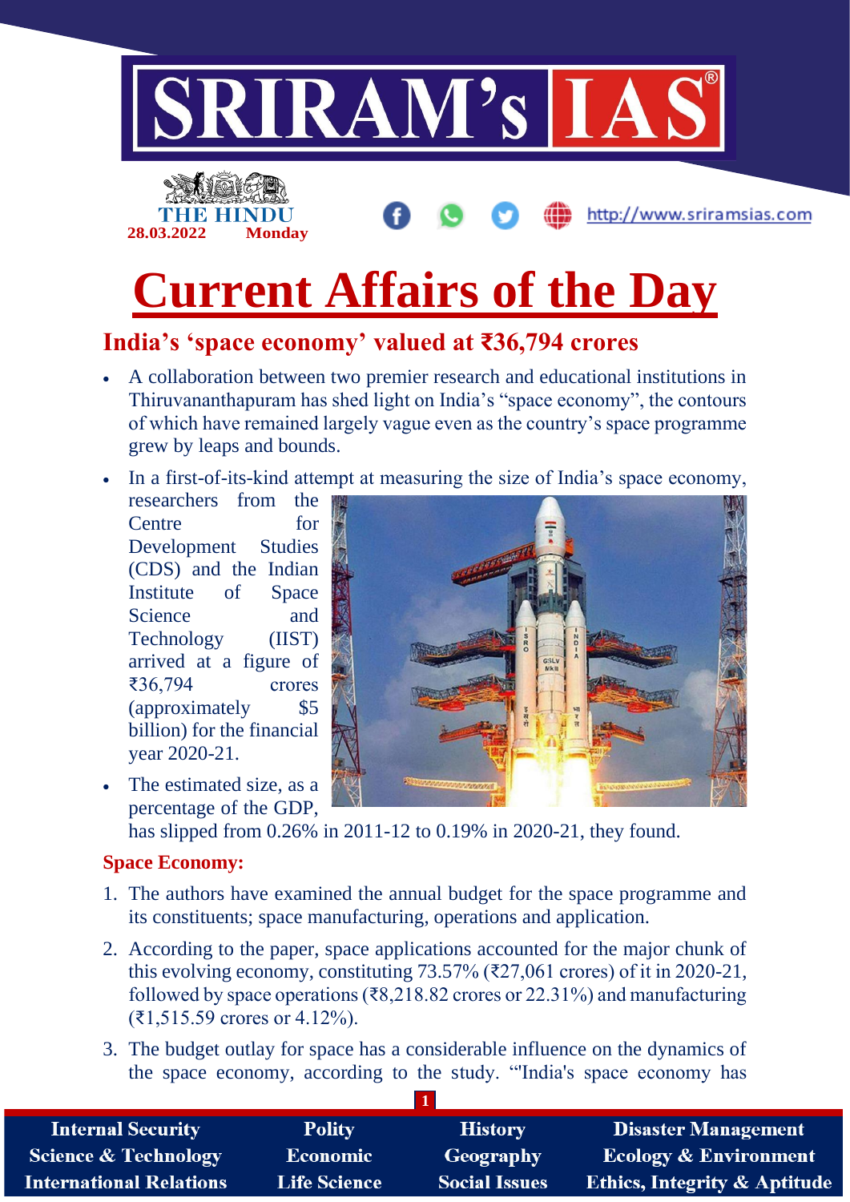# Current Affairs of the Day

## India's 'space economy' valued at ₹36,794 crores

- A collaboration between two premier research and educational institutions in Thiruvananthapuram has shed light on India's "space economy", the contours of which have remained largely vague even as the country's space programme grew by leaps and bounds.
- In a first-of-its-kind attempt at measuring the size of India's space economy, researchers from the Centre for Development Studies (CDS) and the Indian Institute of Space Science and Technology (IIST) arrived at a figure of ₹36,794 crores (approximately $5 billion) for the financial year 2020-21.
- The estimated size, as a percentage of the GDP, has slipped from 0.26% in 2011-12 to 0.19% in 2020-21, they found.

### Space Economy:

1. The authors have examined the annual budget for the space programme and its constituents; space manufacturing, operations and application.
2. According to the paper, space applications accounted for the major chunk of this evolving economy, constituting 73.57% (₹27,061 crores) of it in 2020-21, followed by space operations (₹8,218.82 crores or 22.31%) and manufacturing (₹1,515.59 crores or 4.12%).
3. The budget outlay for space has a considerable influence on the dynamics of the space economy, according to the study. "'India's space economy has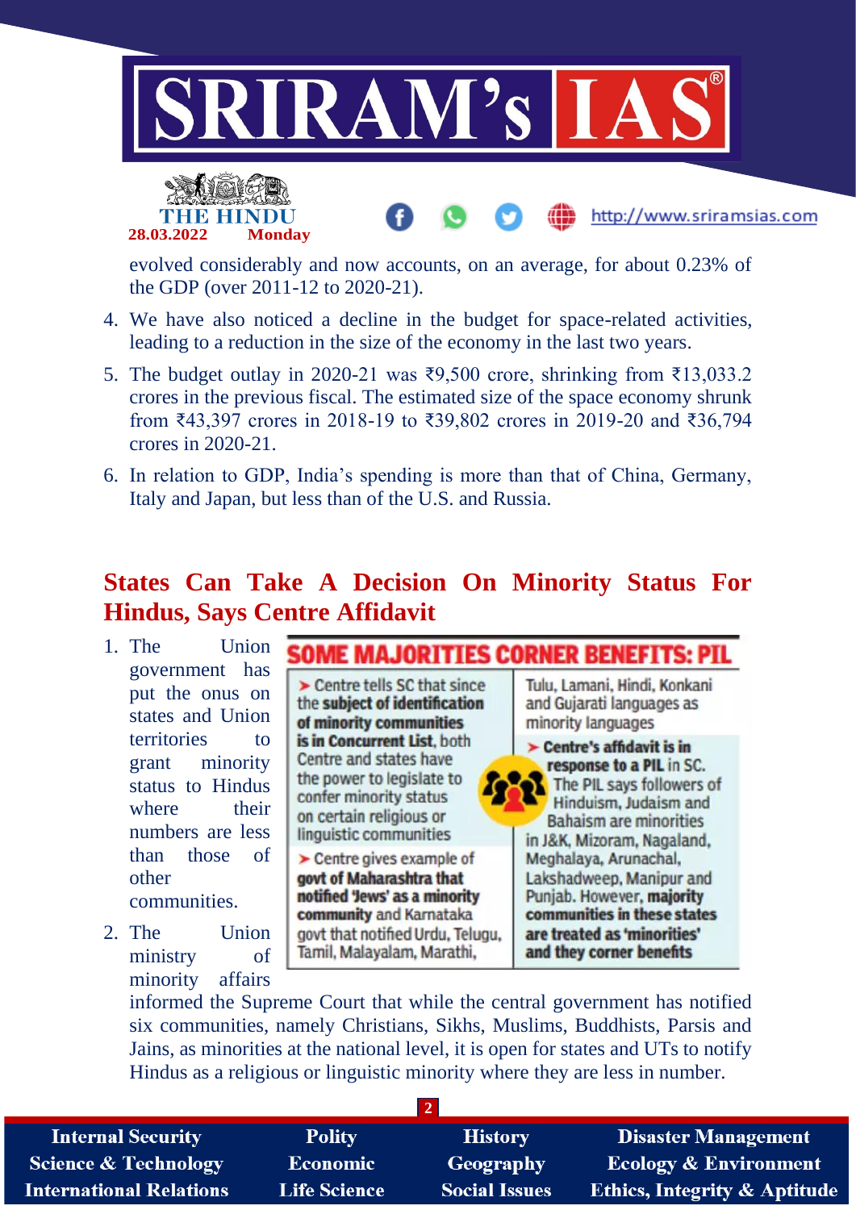evolved considerably and now accounts, on an average, for about 0.23% of the GDP (over 2011-12 to 2020-21).

4. We have also noticed a decline in the budget for space-related activities, leading to a reduction in the size of the economy in the last two years.
5. The budget outlay in 2020-21 was ₹9,500 crore, shrinking from ₹13,033.2 crores in the previous fiscal. The estimated size of the space economy shrunk from ₹43,397 crores in 2018-19 to ₹39,802 crores in 2019-20 and ₹36,794 crores in 2020-21.
6. In relation to GDP, India's spending is more than that of China, Germany, Italy and Japan, but less than of the U.S. and Russia.

## States Can Take A Decision On Minority Status For Hindus, Says Centre Affidavit

**SOME MAJORITIES CORNER BENEFITS: PIL**

- Centre tells SC that since the **subject of identification of minority communities is in Concurrent List**, both Centre and states have the power to legislate to confer minority status on certain religious or linguistic communities
- Centre gives example of **govt of Maharashtra that notified 'Jews' as a minority community** and Karnataka govt that notified Urdu, Telugu, Tamil, Malayalam, Marathi, Tulu, Lamani, Hindi, Konkani and Gujarati languages as minority languages
- **Centre's affidavit is in response to a PIL** in SC. The PIL says followers of Hinduism, Judaism and Bahaism are minorities in J&K, Mizoram, Nagaland, Meghalaya, Arunachal, Lakshadweep, Manipur and Punjab. However, **majority communities in these states are treated as 'minorities' and they corner benefits**

1. The Union government has put the onus on states and Union territories to grant minority status to Hindus where their numbers are less than those of other communities.
2. The Union ministry of minority affairs informed the Supreme Court that while the central government has notified six communities, namely Christians, Sikhs, Muslims, Buddhists, Parsis and Jains, as minorities at the national level, it is open for states and UTs to notify Hindus as a religious or linguistic minority where they are less in number.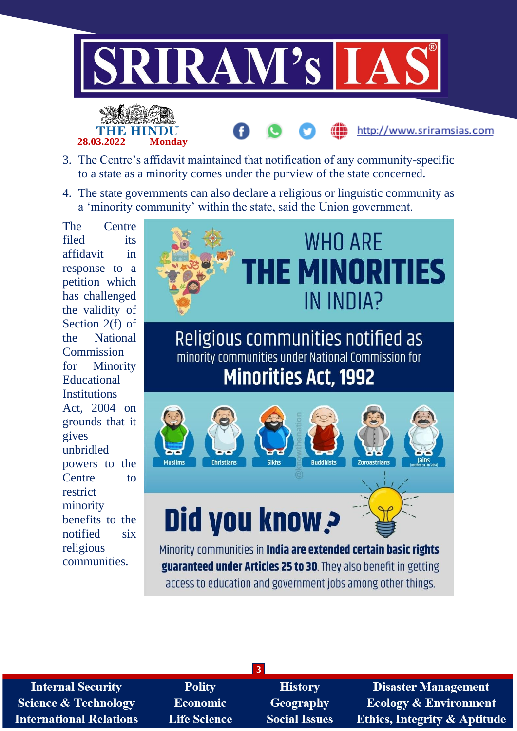3. The Centre's affidavit maintained that notification of any community-specific to a state as a minority comes under the purview of the state concerned.
4. The state governments can also declare a religious or linguistic community as a 'minority community' within the state, said the Union government.

The Centre filed its affidavit in response to a petition which has challenged the validity of Section 2(f) of the National Commission for Minority Educational Institutions Act, 2004 on grounds that it gives unbridled powers to the Centre to restrict minority benefits to the notified six religious communities.

## WHO ARE THE MINORITIES IN INDIA?

### Religious communities notified as minority communities under National Commission for Minorities Act, 1992

- Muslims
- Christians
- Sikhs
- Buddhists
- Zoroastrians
- Jains (notified on Jan' 2014)

### Did you know?

Minority communities in **India are extended certain basic rights guaranteed under Articles 25 to 30**. They also benefit in getting access to education and government jobs among other things.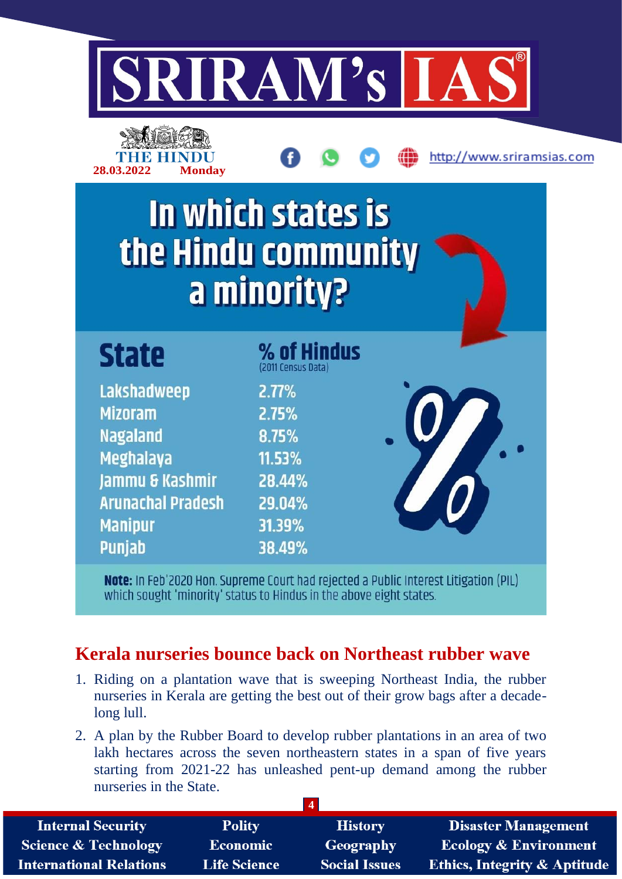## In which states is the Hindu community a minority?

| State | % of Hindus (2011 Census Data) |
|---|---|
| Lakshadweep | 2.77% |
| Mizoram | 2.75% |
| Nagaland | 8.75% |
| Meghalaya | 11.53% |
| Jammu & Kashmir | 28.44% |
| Arunachal Pradesh | 29.04% |
| Manipur | 31.39% |
| Punjab | 38.49% |

**Note:** In Feb'2020 Hon. Supreme Court had rejected a Public Interest Litigation (PIL) which sought 'minority' status to Hindus in the above eight states.

## Kerala nurseries bounce back on Northeast rubber wave

1. Riding on a plantation wave that is sweeping Northeast India, the rubber nurseries in Kerala are getting the best out of their grow bags after a decade-long lull.
2. A plan by the Rubber Board to develop rubber plantations in an area of two lakh hectares across the seven northeastern states in a span of five years starting from 2021-22 has unleashed pent-up demand among the rubber nurseries in the State.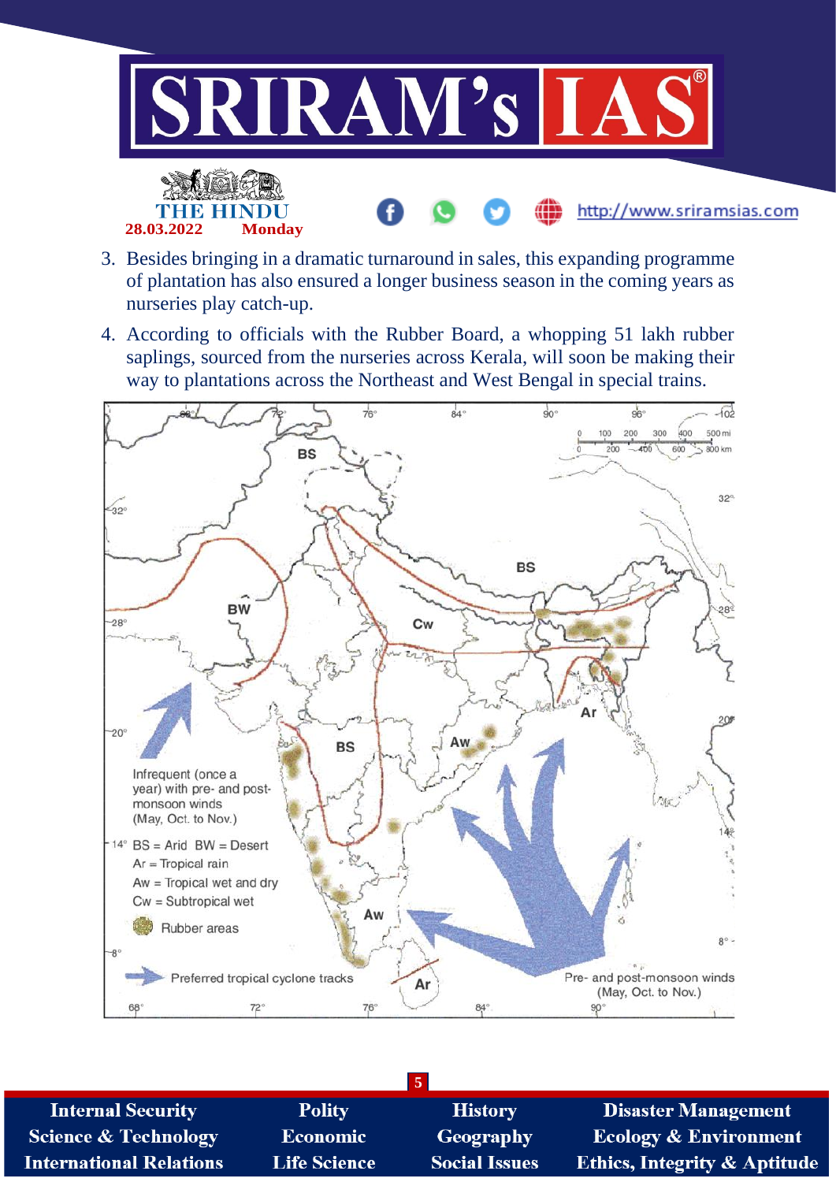3. Besides bringing in a dramatic turnaround in sales, this expanding programme of plantation has also ensured a longer business season in the coming years as nurseries play catch-up.
4. According to officials with the Rubber Board, a whopping 51 lakh rubber saplings, sourced from the nurseries across Kerala, will soon be making their way to plantations across the Northeast and West Bengal in special trains.

Infrequent (once a year) with pre- and post-monsoon winds (May, Oct. to Nov.)

BS = Arid BW = Desert
Ar = Tropical rain
Aw = Tropical wet and dry
Cw = Subtropical wet

Rubber areas

Preferred tropical cyclone tracks

Pre- and post-monsoon winds (May, Oct. to Nov.)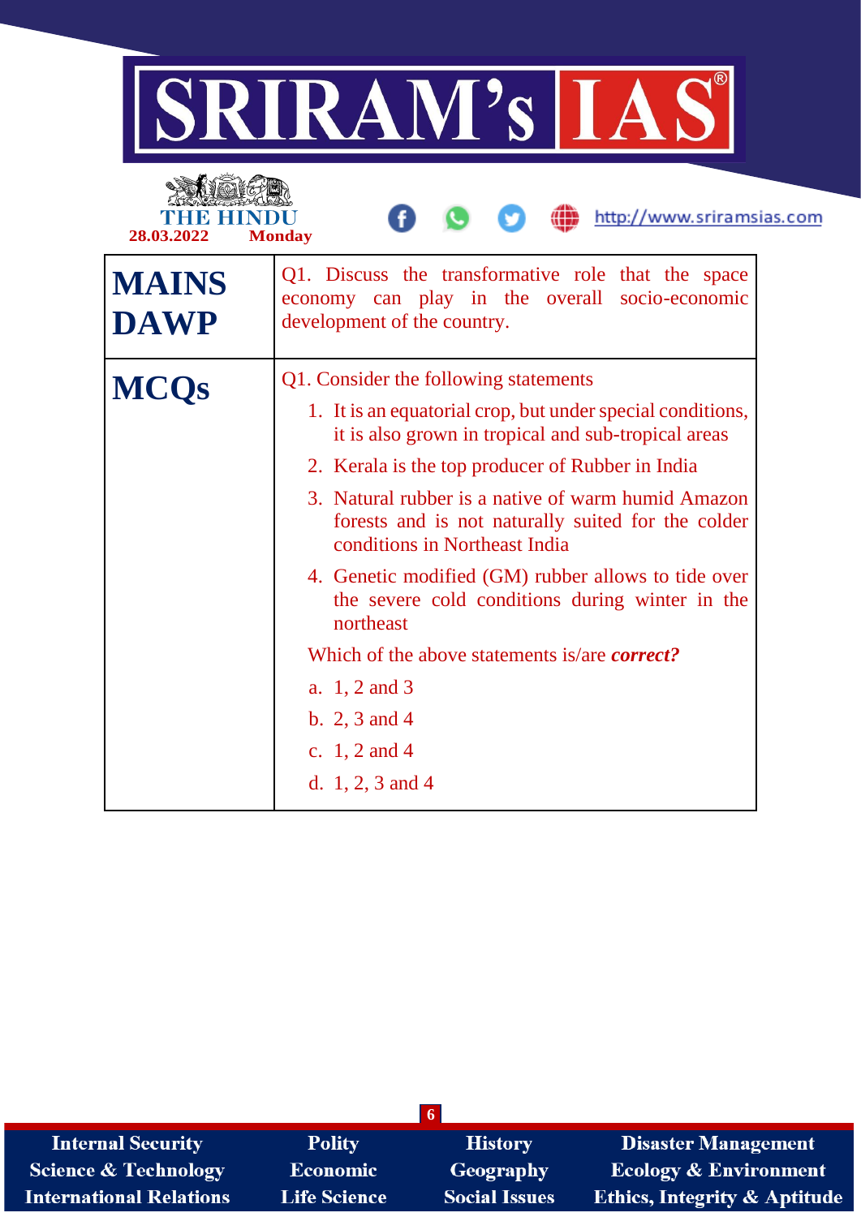| | |
|---|---|
| **MAINS DAWP** | Q1. Discuss the transformative role that the space economy can play in the overall socio-economic development of the country. |
| **MCQs** | Q1. Consider the following statements<br>1. It is an equatorial crop, but under special conditions, it is also grown in tropical and sub-tropical areas<br>2. Kerala is the top producer of Rubber in India<br>3. Natural rubber is a native of warm humid Amazon forests and is not naturally suited for the colder conditions in Northeast India<br>4. Genetic modified (GM) rubber allows to tide over the severe cold conditions during winter in the northeast<br>Which of the above statements is/are ***correct?***<br>a. 1, 2 and 3<br>b. 2, 3 and 4<br>c. 1, 2 and 4<br>d. 1, 2, 3 and 4 |